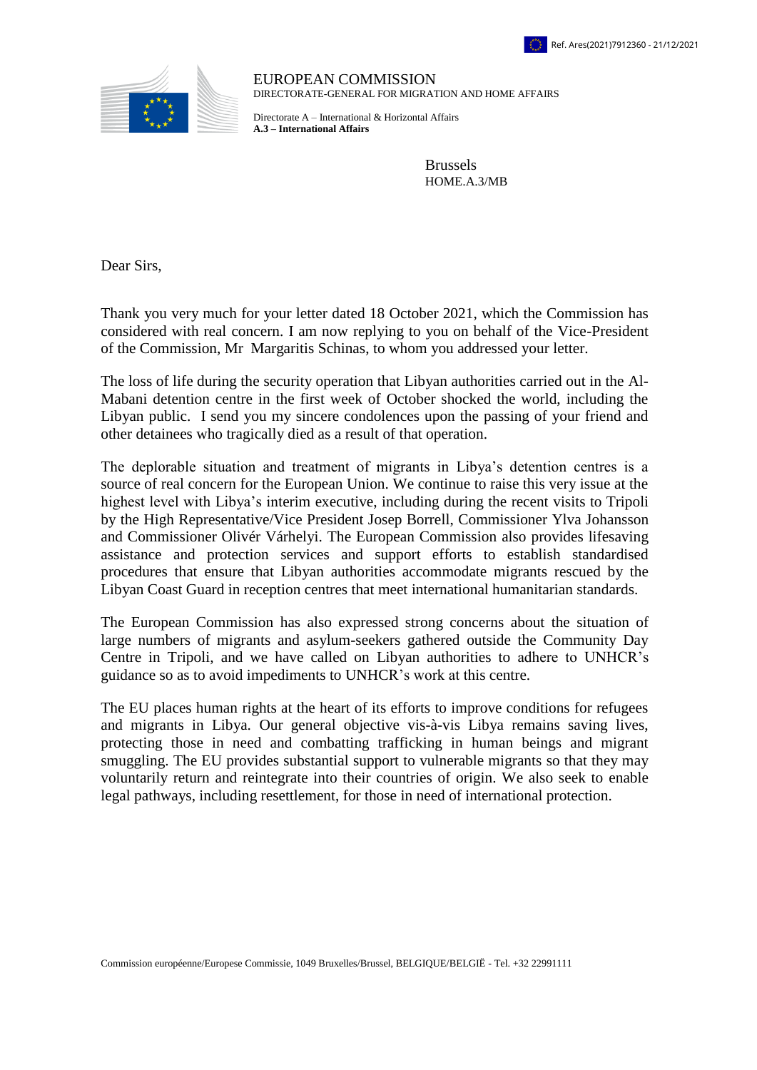Ref. Ares(2021)7912360 - 21/12/2021

EUROPEAN COMMISSION
DIRECTORATE-GENERAL FOR MIGRATION AND HOME AFFAIRS

Directorate A – International & Horizontal Affairs
**A.3 – International Affairs**

Brussels
HOME.A.3/MB

Dear Sirs,

Thank you very much for your letter dated 18 October 2021, which the Commission has considered with real concern. I am now replying to you on behalf of the Vice-President of the Commission, Mr Margaritis Schinas, to whom you addressed your letter.

The loss of life during the security operation that Libyan authorities carried out in the Al-Mabani detention centre in the first week of October shocked the world, including the Libyan public. I send you my sincere condolences upon the passing of your friend and other detainees who tragically died as a result of that operation.

The deplorable situation and treatment of migrants in Libya's detention centres is a source of real concern for the European Union. We continue to raise this very issue at the highest level with Libya's interim executive, including during the recent visits to Tripoli by the High Representative/Vice President Josep Borrell, Commissioner Ylva Johansson and Commissioner Olivér Várhelyi. The European Commission also provides lifesaving assistance and protection services and support efforts to establish standardised procedures that ensure that Libyan authorities accommodate migrants rescued by the Libyan Coast Guard in reception centres that meet international humanitarian standards.

The European Commission has also expressed strong concerns about the situation of large numbers of migrants and asylum-seekers gathered outside the Community Day Centre in Tripoli, and we have called on Libyan authorities to adhere to UNHCR's guidance so as to avoid impediments to UNHCR's work at this centre.

The EU places human rights at the heart of its efforts to improve conditions for refugees and migrants in Libya. Our general objective vis-à-vis Libya remains saving lives, protecting those in need and combatting trafficking in human beings and migrant smuggling. The EU provides substantial support to vulnerable migrants so that they may voluntarily return and reintegrate into their countries of origin. We also seek to enable legal pathways, including resettlement, for those in need of international protection.

Commission européenne/Europese Commissie, 1049 Bruxelles/Brussel, BELGIQUE/BELGIË - Tel. +32 22991111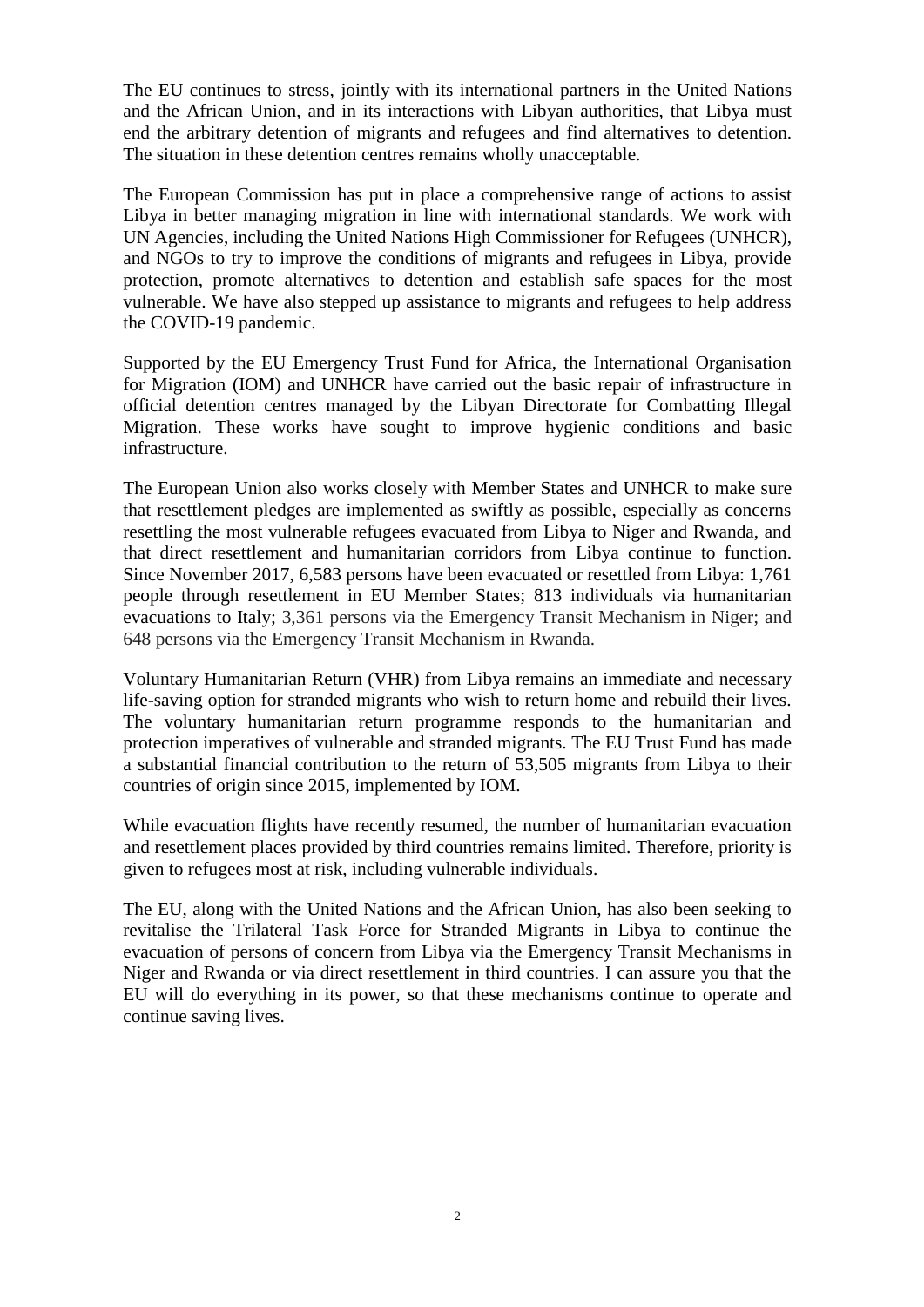The EU continues to stress, jointly with its international partners in the United Nations and the African Union, and in its interactions with Libyan authorities, that Libya must end the arbitrary detention of migrants and refugees and find alternatives to detention. The situation in these detention centres remains wholly unacceptable.

The European Commission has put in place a comprehensive range of actions to assist Libya in better managing migration in line with international standards. We work with UN Agencies, including the United Nations High Commissioner for Refugees (UNHCR), and NGOs to try to improve the conditions of migrants and refugees in Libya, provide protection, promote alternatives to detention and establish safe spaces for the most vulnerable. We have also stepped up assistance to migrants and refugees to help address the COVID-19 pandemic.

Supported by the EU Emergency Trust Fund for Africa, the International Organisation for Migration (IOM) and UNHCR have carried out the basic repair of infrastructure in official detention centres managed by the Libyan Directorate for Combatting Illegal Migration. These works have sought to improve hygienic conditions and basic infrastructure.

The European Union also works closely with Member States and UNHCR to make sure that resettlement pledges are implemented as swiftly as possible, especially as concerns resettling the most vulnerable refugees evacuated from Libya to Niger and Rwanda, and that direct resettlement and humanitarian corridors from Libya continue to function. Since November 2017, 6,583 persons have been evacuated or resettled from Libya: 1,761 people through resettlement in EU Member States; 813 individuals via humanitarian evacuations to Italy; 3,361 persons via the Emergency Transit Mechanism in Niger; and 648 persons via the Emergency Transit Mechanism in Rwanda.

Voluntary Humanitarian Return (VHR) from Libya remains an immediate and necessary life-saving option for stranded migrants who wish to return home and rebuild their lives. The voluntary humanitarian return programme responds to the humanitarian and protection imperatives of vulnerable and stranded migrants. The EU Trust Fund has made a substantial financial contribution to the return of 53,505 migrants from Libya to their countries of origin since 2015, implemented by IOM.

While evacuation flights have recently resumed, the number of humanitarian evacuation and resettlement places provided by third countries remains limited. Therefore, priority is given to refugees most at risk, including vulnerable individuals.

The EU, along with the United Nations and the African Union, has also been seeking to revitalise the Trilateral Task Force for Stranded Migrants in Libya to continue the evacuation of persons of concern from Libya via the Emergency Transit Mechanisms in Niger and Rwanda or via direct resettlement in third countries. I can assure you that the EU will do everything in its power, so that these mechanisms continue to operate and continue saving lives.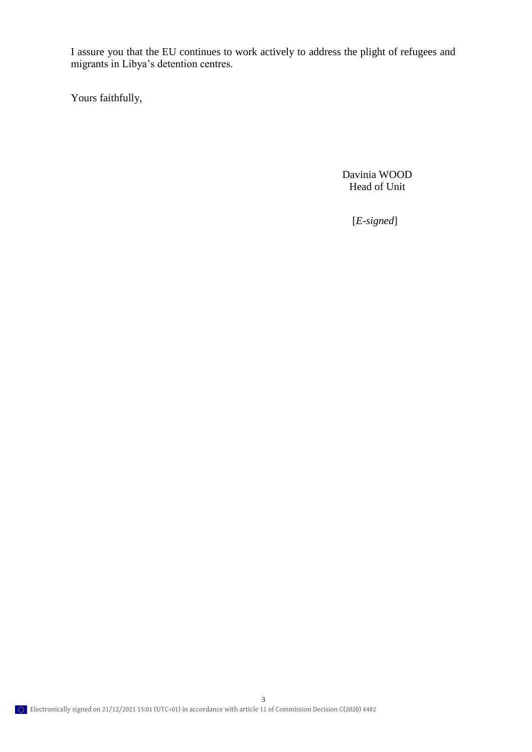I assure you that the EU continues to work actively to address the plight of refugees and migrants in Libya's detention centres.

Yours faithfully,

Davinia WOOD
Head of Unit

[*E-signed*]

Electronically signed on 21/12/2021 15:01 (UTC+01) in accordance with article 11 of Commission Decision C(2020) 4482